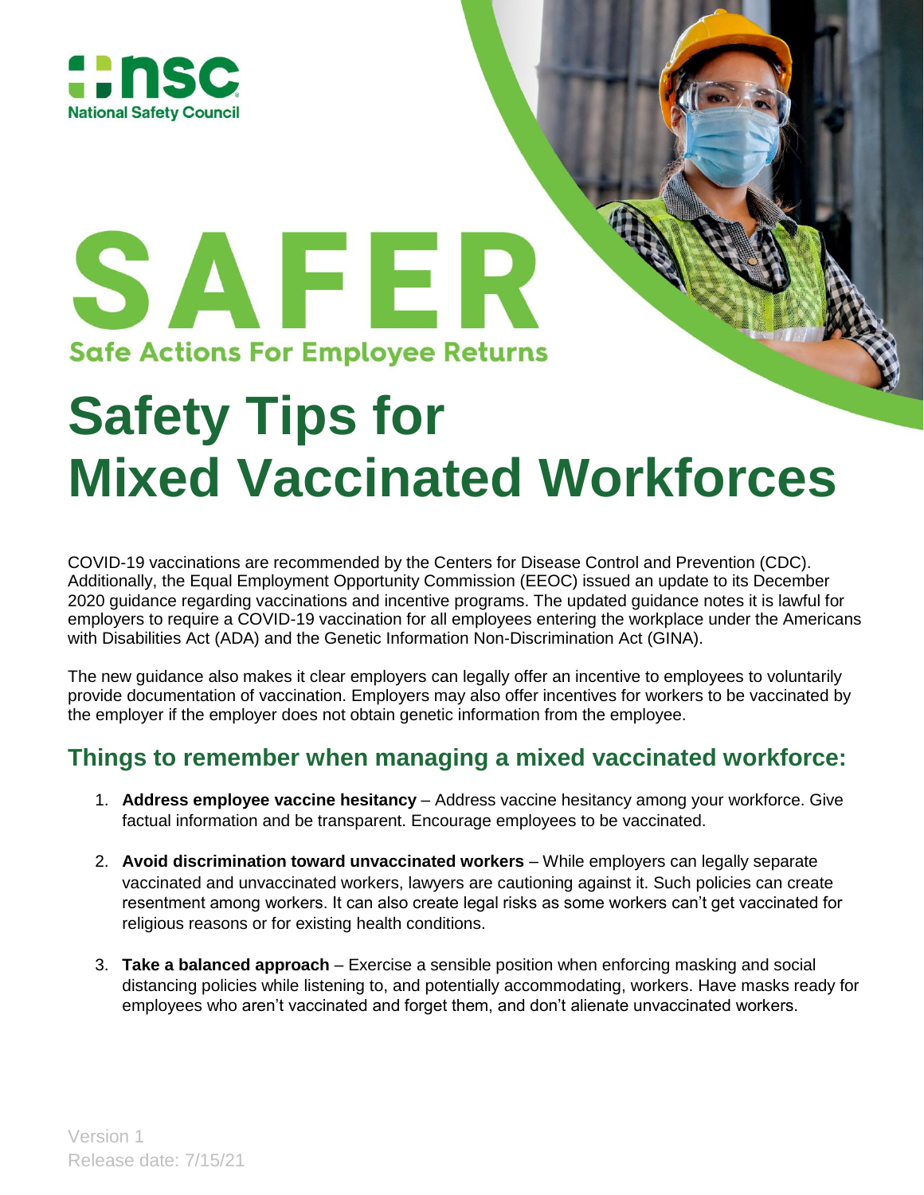National Safety Council

# SAFER

**Safe Actions For Employee Returns**

# Safety Tips for Mixed Vaccinated Workforces

COVID-19 vaccinations are recommended by the Centers for Disease Control and Prevention (CDC). Additionally, the Equal Employment Opportunity Commission (EEOC) issued an update to its December 2020 guidance regarding vaccinations and incentive programs. The updated guidance notes it is lawful for employers to require a COVID-19 vaccination for all employees entering the workplace under the Americans with Disabilities Act (ADA) and the Genetic Information Non-Discrimination Act (GINA).

The new guidance also makes it clear employers can legally offer an incentive to employees to voluntarily provide documentation of vaccination. Employers may also offer incentives for workers to be vaccinated by the employer if the employer does not obtain genetic information from the employee.

## Things to remember when managing a mixed vaccinated workforce:

1. **Address employee vaccine hesitancy** – Address vaccine hesitancy among your workforce. Give factual information and be transparent. Encourage employees to be vaccinated.
2. **Avoid discrimination toward unvaccinated workers** – While employers can legally separate vaccinated and unvaccinated workers, lawyers are cautioning against it. Such policies can create resentment among workers. It can also create legal risks as some workers can't get vaccinated for religious reasons or for existing health conditions.
3. **Take a balanced approach** – Exercise a sensible position when enforcing masking and social distancing policies while listening to, and potentially accommodating, workers. Have masks ready for employees who aren't vaccinated and forget them, and don't alienate unvaccinated workers.

Version 1
Release date: 7/15/21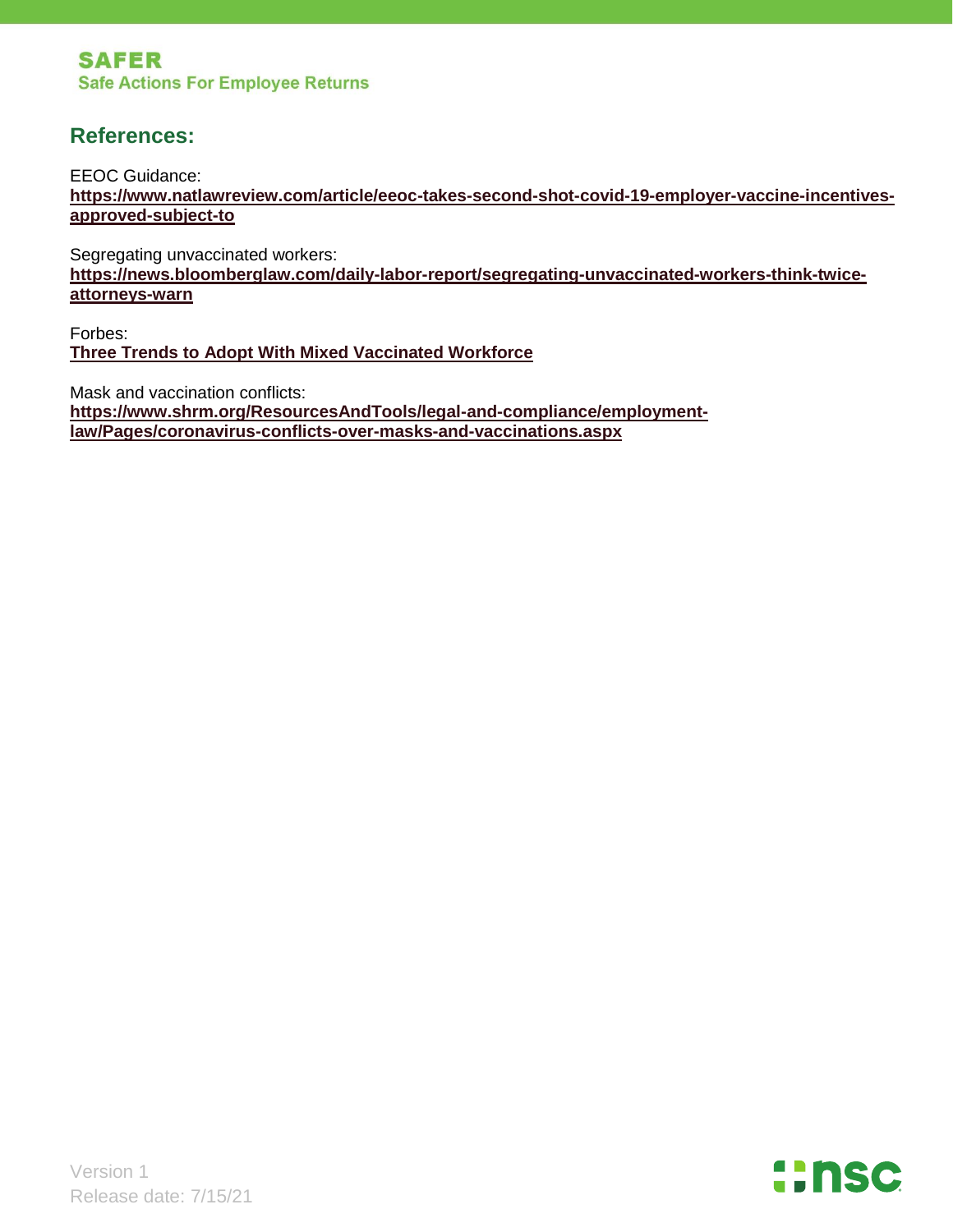# References:

EEOC Guidance:
**https://www.natlawreview.com/article/eeoc-takes-second-shot-covid-19-employer-vaccine-incentives-approved-subject-to**

Segregating unvaccinated workers:
**https://news.bloomberglaw.com/daily-labor-report/segregating-unvaccinated-workers-think-twice-attorneys-warn**

Forbes:
**Three Trends to Adopt With Mixed Vaccinated Workforce**

Mask and vaccination conflicts:
**https://www.shrm.org/ResourcesAndTools/legal-and-compliance/employment-law/Pages/coronavirus-conflicts-over-masks-and-vaccinations.aspx**

Version 1
Release date: 7/15/21